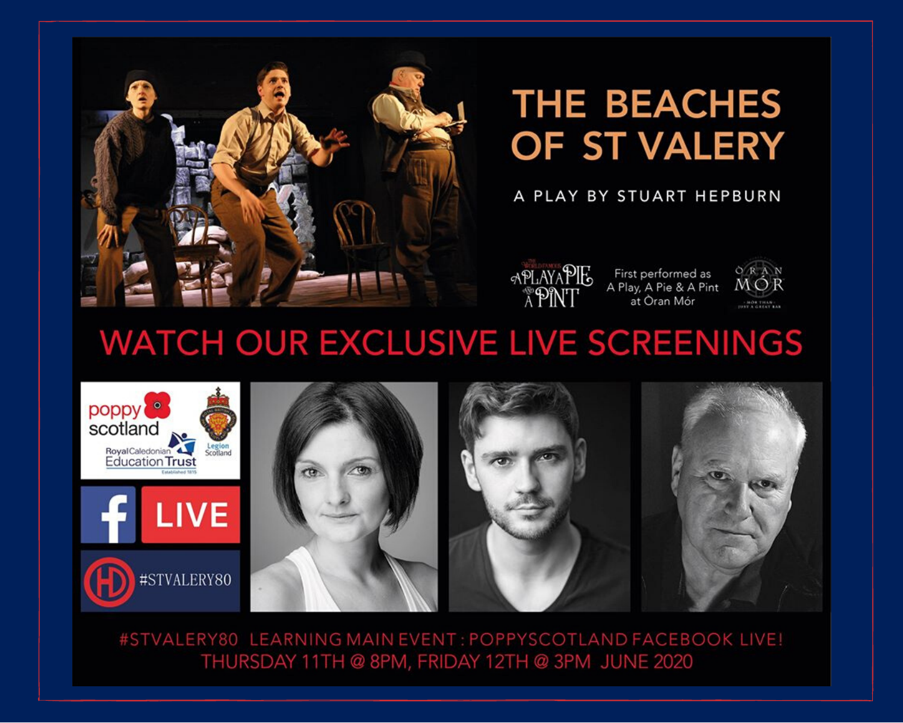# THE BEACHES OF ST VALERY

A PLAY BY STUART HEPBURN

The World Famous A Play A Pie and A Pint

First performed as A Play, A Pie & A Pint at Òran Mór

Òran Mór – Mòr than just a great bar

## WATCH OUR EXCLUSIVE LIVE SCREENINGS

poppy scotland

Royal Caledonian Education Trust – Established 1815

Legion Scotland

LIVE

#STVALERY80

#STVALERY80 LEARNING MAIN EVENT : POPPYSCOTLAND FACEBOOK LIVE!

THURSDAY 11TH @ 8PM, FRIDAY 12TH @ 3PM JUNE 2020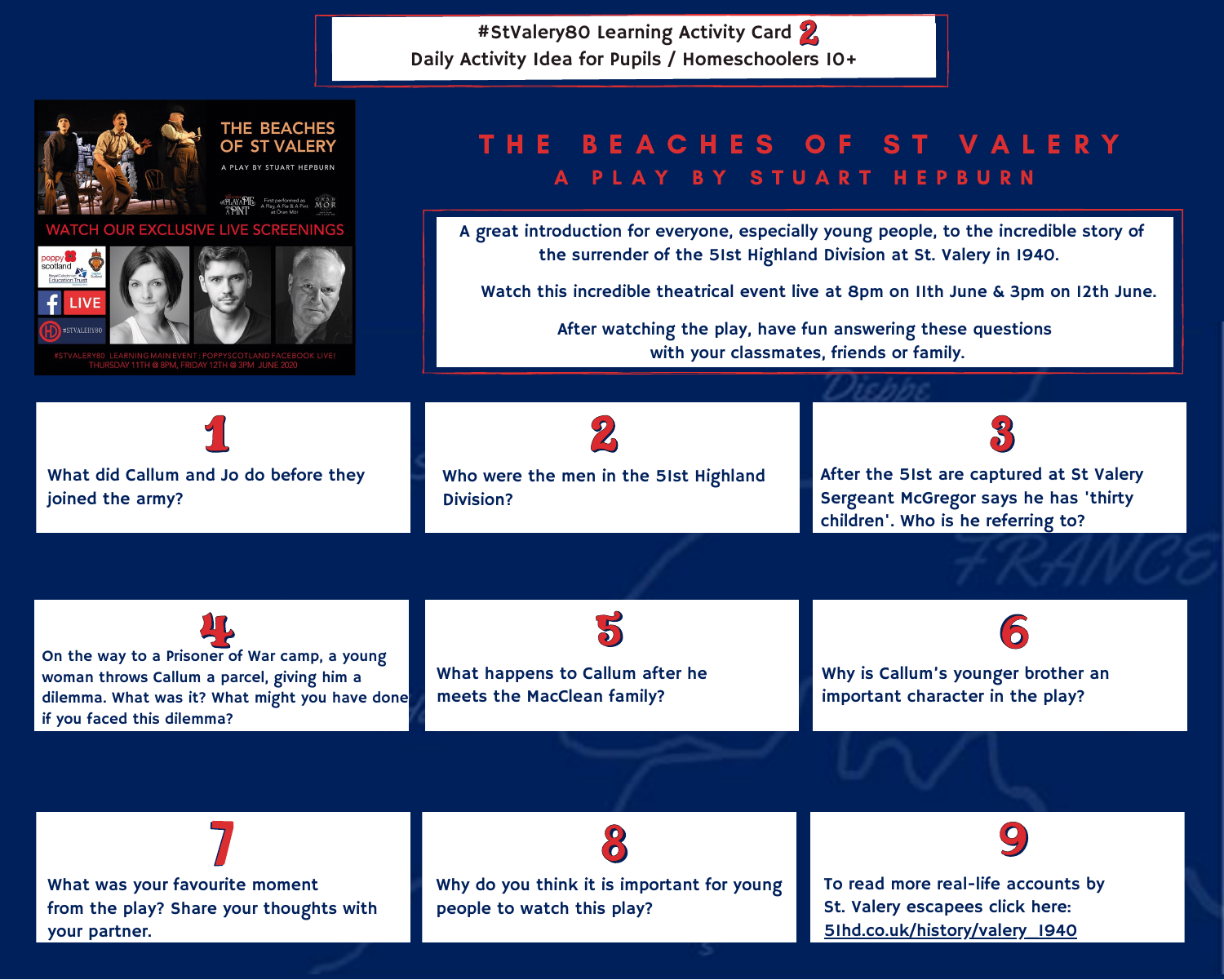**#StValery80 Learning Activity Card 2**
**Daily Activity Idea for Pupils / Homeschoolers 10+**

THE BEACHES OF ST VALERY

A PLAY BY STUART HEPBURN

WATCH OUR EXCLUSIVE LIVE SCREENINGS

#STVALERY80 LEARNING MAIN EVENT: POPPYSCOTLAND FACEBOOK LIVE!
THURSDAY 11TH @ 8PM, FRIDAY 12TH @ 3PM JUNE 2020

# THE BEACHES OF ST VALERY

## A PLAY BY STUART HEPBURN

A great introduction for everyone, especially young people, to the incredible story of the surrender of the 51st Highland Division at St. Valery in 1940.

Watch this incredible theatrical event live at 8pm on 11th June & 3pm on 12th June.

After watching the play, have fun answering these questions with your classmates, friends or family.

**1**

What did Callum and Jo do before they joined the army?

**2**

Who were the men in the 51st Highland Division?

**3**

After the 51st are captured at St Valery Sergeant McGregor says he has 'thirty children'. Who is he referring to?

**4**

On the way to a Prisoner of War camp, a young woman throws Callum a parcel, giving him a dilemma. What was it? What might you have done if you faced this dilemma?

**5**

What happens to Callum after he meets the MacClean family?

**6**

Why is Callum's younger brother an important character in the play?

**7**

What was your favourite moment from the play? Share your thoughts with your partner.

**8**

Why do you think it is important for young people to watch this play?

**9**

To read more real-life accounts by St. Valery escapees click here: 51hd.co.uk/history/valery_1940